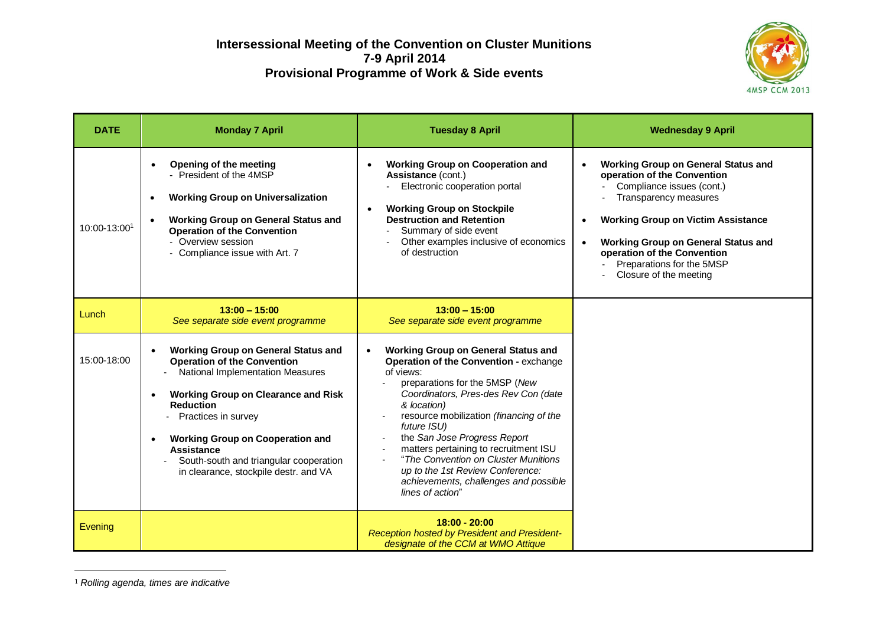# Intersessional Meeting of the Convention on Cluster Munitions
## 7-9 April 2014
## Provisional Programme of Work & Side events

| DATE | Monday 7 April | Tuesday 8 April | Wednesday 9 April |
|---|---|---|---|
| 10:00-13:00[1] | • **Opening of the meeting**<br>- President of the 4MSP<br><br>• **Working Group on Universalization**<br><br>• **Working Group on General Status and Operation of the Convention**<br>- Overview session<br>- Compliance issue with Art. 7 | • **Working Group on Cooperation and Assistance** (cont.)<br>- Electronic cooperation portal<br><br>• **Working Group on Stockpile Destruction and Retention**<br>- Summary of side event<br>- Other examples inclusive of economics of destruction | • **Working Group on General Status and operation of the Convention**<br>- Compliance issues (cont.)<br>- Transparency measures<br><br>• **Working Group on Victim Assistance**<br><br>• **Working Group on General Status and operation of the Convention**<br>- Preparations for the 5MSP<br>- Closure of the meeting |
| Lunch | **13:00 – 15:00**<br>*See separate side event programme* | **13:00 – 15:00**<br>*See separate side event programme* | |
| 15:00-18:00 | • **Working Group on General Status and Operation of the Convention**<br>- National Implementation Measures<br><br>• **Working Group on Clearance and Risk Reduction**<br>- Practices in survey<br><br>• **Working Group on Cooperation and Assistance**<br>- South-south and triangular cooperation in clearance, stockpile destr. and VA | • **Working Group on General Status and Operation of the Convention -** exchange of views:<br>- preparations for the 5MSP *(New Coordinators, Pres-des Rev Con (date & location)*<br>- resource mobilization *(financing of the future ISU)*<br>- the *San Jose Progress Report*<br>- matters pertaining to recruitment ISU<br>- "*The Convention on Cluster Munitions up to the 1st Review Conference: achievements, challenges and possible lines of action*" | |
| Evening | | **18:00 - 20:00**<br>*Reception hosted by President and President-designate of the CCM at WMO Attique* | |

[1] *Rolling agenda, times are indicative*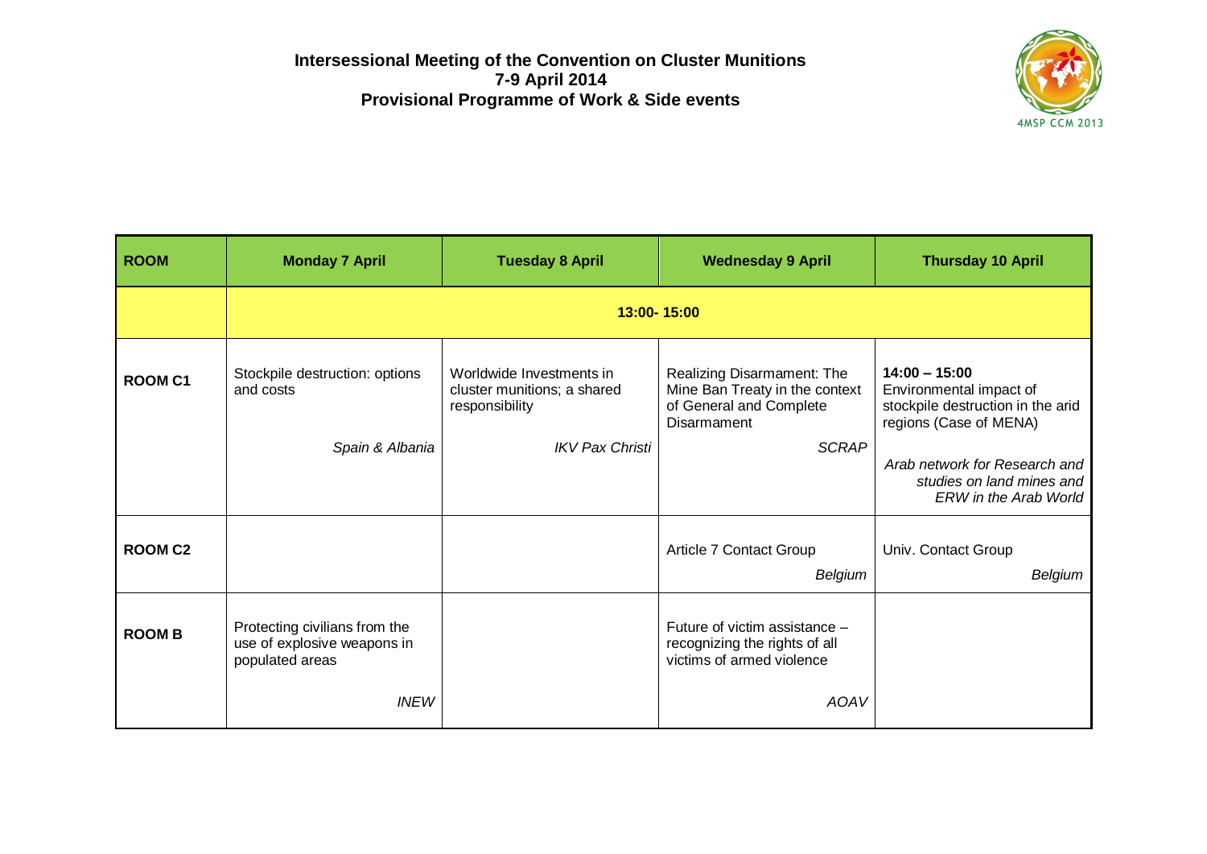**Intersessional Meeting of the Convention on Cluster Munitions**
**7-9 April 2014**
**Provisional Programme of Work & Side events**

4MSP CCM 2013

| ROOM | Monday 7 April | Tuesday 8 April | Wednesday 9 April | Thursday 10 April |
|---|---|---|---|---|
| | 13:00- 15:00 | | | |
| ROOM C1 | Stockpile destruction: options and costs<br>*Spain & Albania* | Worldwide Investments in cluster munitions; a shared responsibility<br>*IKV Pax Christi* | Realizing Disarmament: The Mine Ban Treaty in the context of General and Complete Disarmament<br>*SCRAP* | **14:00 – 15:00**<br>Environmental impact of stockpile destruction in the arid regions (Case of MENA)<br>*Arab network for Research and studies on land mines and ERW in the Arab World* |
| ROOM C2 | | | Article 7 Contact Group<br>*Belgium* | Univ. Contact Group<br>*Belgium* |
| ROOM B | Protecting civilians from the use of explosive weapons in populated areas<br>*INEW* | | Future of victim assistance – recognizing the rights of all victims of armed violence<br>*AOAV* | |